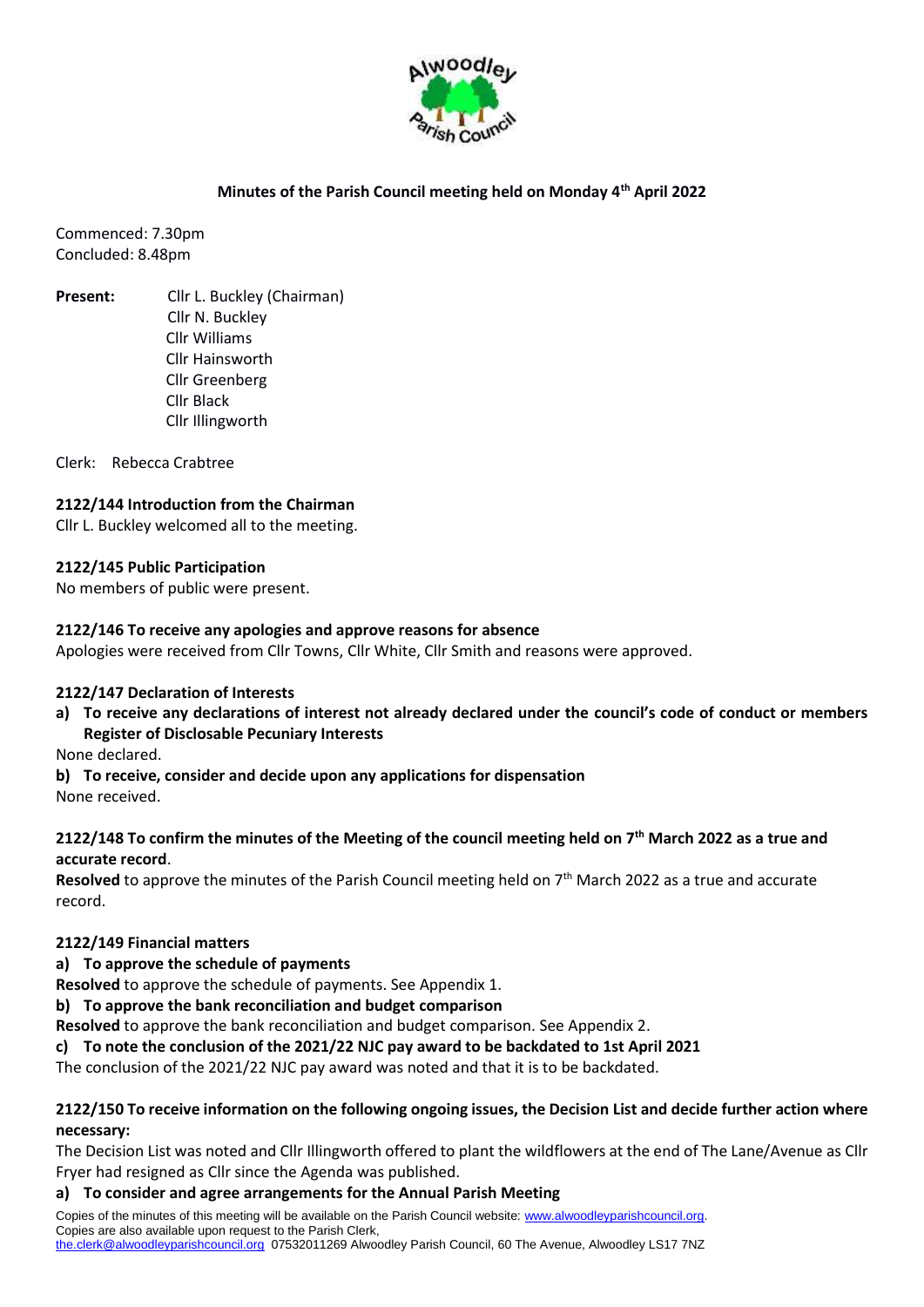**Minutes of the Parish Council meeting held on Monday 4th April 2022**

Commenced: 7.30pm
Concluded: 8.48pm

**Present:** Cllr L. Buckley (Chairman)
Cllr N. Buckley
Cllr Williams
Cllr Hainsworth
Cllr Greenberg
Cllr Black
Cllr Illingworth

Clerk: Rebecca Crabtree

**2122/144 Introduction from the Chairman**

Cllr L. Buckley welcomed all to the meeting.

**2122/145 Public Participation**

No members of public were present.

**2122/146 To receive any apologies and approve reasons for absence**

Apologies were received from Cllr Towns, Cllr White, Cllr Smith and reasons were approved.

**2122/147 Declaration of Interests**

**a) To receive any declarations of interest not already declared under the council's code of conduct or members Register of Disclosable Pecuniary Interests**

None declared.

**b) To receive, consider and decide upon any applications for dispensation**

None received.

**2122/148 To confirm the minutes of the Meeting of the council meeting held on 7th March 2022 as a true and accurate record**.

**Resolved** to approve the minutes of the Parish Council meeting held on 7th March 2022 as a true and accurate record.

**2122/149 Financial matters**

**a) To approve the schedule of payments**

**Resolved** to approve the schedule of payments. See Appendix 1.

**b) To approve the bank reconciliation and budget comparison**

**Resolved** to approve the bank reconciliation and budget comparison. See Appendix 2.

**c) To note the conclusion of the 2021/22 NJC pay award to be backdated to 1st April 2021**

The conclusion of the 2021/22 NJC pay award was noted and that it is to be backdated.

**2122/150 To receive information on the following ongoing issues, the Decision List and decide further action where necessary:**

The Decision List was noted and Cllr Illingworth offered to plant the wildflowers at the end of The Lane/Avenue as Cllr Fryer had resigned as Cllr since the Agenda was published.

**a) To consider and agree arrangements for the Annual Parish Meeting**

Copies of the minutes of this meeting will be available on the Parish Council website: www.alwoodleyparishcouncil.org.
Copies are also available upon request to the Parish Clerk,
the.clerk@alwoodleyparishcouncil.org 07532011269 Alwoodley Parish Council, 60 The Avenue, Alwoodley LS17 7NZ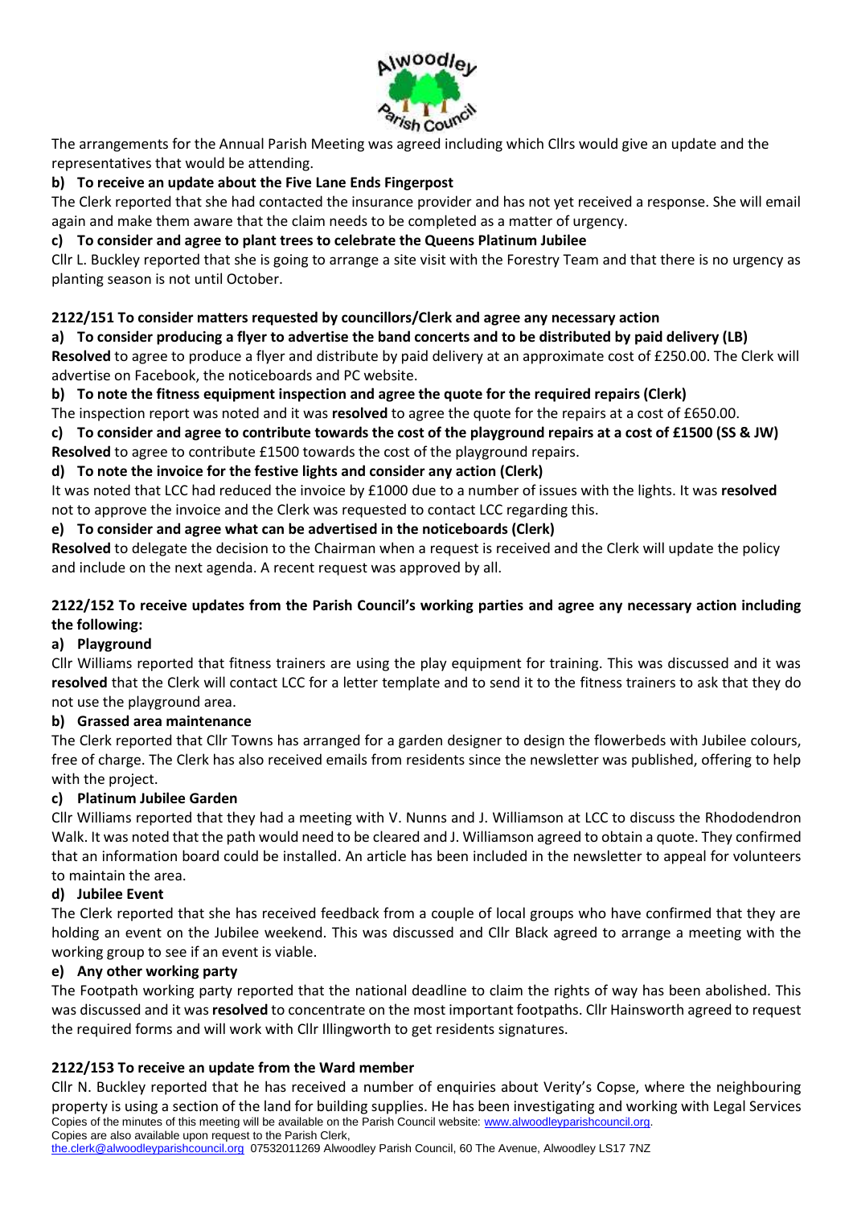The arrangements for the Annual Parish Meeting was agreed including which Cllrs would give an update and the representatives that would be attending.

**b) To receive an update about the Five Lane Ends Fingerpost**

The Clerk reported that she had contacted the insurance provider and has not yet received a response. She will email again and make them aware that the claim needs to be completed as a matter of urgency.

**c) To consider and agree to plant trees to celebrate the Queens Platinum Jubilee**

Cllr L. Buckley reported that she is going to arrange a site visit with the Forestry Team and that there is no urgency as planting season is not until October.

**2122/151 To consider matters requested by councillors/Clerk and agree any necessary action**

**a) To consider producing a flyer to advertise the band concerts and to be distributed by paid delivery (LB)**

**Resolved** to agree to produce a flyer and distribute by paid delivery at an approximate cost of £250.00. The Clerk will advertise on Facebook, the noticeboards and PC website.

**b) To note the fitness equipment inspection and agree the quote for the required repairs (Clerk)**

The inspection report was noted and it was **resolved** to agree the quote for the repairs at a cost of £650.00.

**c) To consider and agree to contribute towards the cost of the playground repairs at a cost of £1500 (SS & JW)**

**Resolved** to agree to contribute £1500 towards the cost of the playground repairs.

**d) To note the invoice for the festive lights and consider any action (Clerk)**

It was noted that LCC had reduced the invoice by £1000 due to a number of issues with the lights. It was **resolved** not to approve the invoice and the Clerk was requested to contact LCC regarding this.

**e) To consider and agree what can be advertised in the noticeboards (Clerk)**

**Resolved** to delegate the decision to the Chairman when a request is received and the Clerk will update the policy and include on the next agenda. A recent request was approved by all.

**2122/152 To receive updates from the Parish Council's working parties and agree any necessary action including the following:**

**a) Playground**

Cllr Williams reported that fitness trainers are using the play equipment for training. This was discussed and it was **resolved** that the Clerk will contact LCC for a letter template and to send it to the fitness trainers to ask that they do not use the playground area.

**b) Grassed area maintenance**

The Clerk reported that Cllr Towns has arranged for a garden designer to design the flowerbeds with Jubilee colours, free of charge. The Clerk has also received emails from residents since the newsletter was published, offering to help with the project.

**c) Platinum Jubilee Garden**

Cllr Williams reported that they had a meeting with V. Nunns and J. Williamson at LCC to discuss the Rhododendron Walk. It was noted that the path would need to be cleared and J. Williamson agreed to obtain a quote. They confirmed that an information board could be installed. An article has been included in the newsletter to appeal for volunteers to maintain the area.

**d) Jubilee Event**

The Clerk reported that she has received feedback from a couple of local groups who have confirmed that they are holding an event on the Jubilee weekend. This was discussed and Cllr Black agreed to arrange a meeting with the working group to see if an event is viable.

**e) Any other working party**

The Footpath working party reported that the national deadline to claim the rights of way has been abolished. This was discussed and it was **resolved** to concentrate on the most important footpaths. Cllr Hainsworth agreed to request the required forms and will work with Cllr Illingworth to get residents signatures.

**2122/153 To receive an update from the Ward member**

Cllr N. Buckley reported that he has received a number of enquiries about Verity's Copse, where the neighbouring property is using a section of the land for building supplies. He has been investigating and working with Legal Services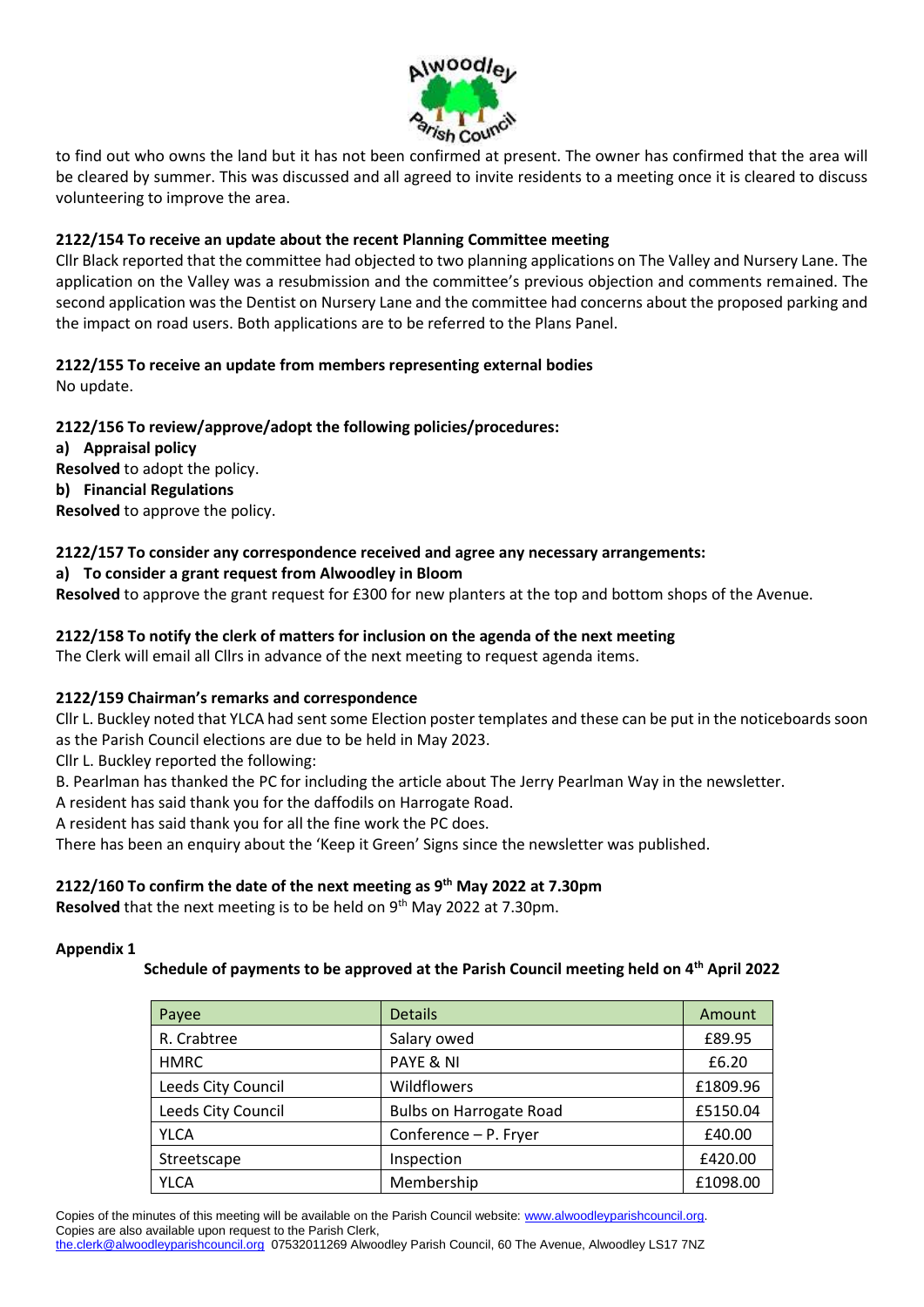to find out who owns the land but it has not been confirmed at present. The owner has confirmed that the area will be cleared by summer. This was discussed and all agreed to invite residents to a meeting once it is cleared to discuss volunteering to improve the area.

**2122/154 To receive an update about the recent Planning Committee meeting**

Cllr Black reported that the committee had objected to two planning applications on The Valley and Nursery Lane. The application on the Valley was a resubmission and the committee's previous objection and comments remained. The second application was the Dentist on Nursery Lane and the committee had concerns about the proposed parking and the impact on road users. Both applications are to be referred to the Plans Panel.

**2122/155 To receive an update from members representing external bodies**

No update.

**2122/156 To review/approve/adopt the following policies/procedures:**

**a) Appraisal policy**

**Resolved** to adopt the policy.

**b) Financial Regulations**

**Resolved** to approve the policy.

**2122/157 To consider any correspondence received and agree any necessary arrangements:**

**a) To consider a grant request from Alwoodley in Bloom**

**Resolved** to approve the grant request for £300 for new planters at the top and bottom shops of the Avenue.

**2122/158 To notify the clerk of matters for inclusion on the agenda of the next meeting**

The Clerk will email all Cllrs in advance of the next meeting to request agenda items.

**2122/159 Chairman's remarks and correspondence**

Cllr L. Buckley noted that YLCA had sent some Election poster templates and these can be put in the noticeboards soon as the Parish Council elections are due to be held in May 2023.

Cllr L. Buckley reported the following:

B. Pearlman has thanked the PC for including the article about The Jerry Pearlman Way in the newsletter.

A resident has said thank you for the daffodils on Harrogate Road.

A resident has said thank you for all the fine work the PC does.

There has been an enquiry about the 'Keep it Green' Signs since the newsletter was published.

**2122/160 To confirm the date of the next meeting as 9th May 2022 at 7.30pm**

**Resolved** that the next meeting is to be held on 9th May 2022 at 7.30pm.

**Appendix 1**

**Schedule of payments to be approved at the Parish Council meeting held on 4th April 2022**

| Payee | Details | Amount |
|---|---|---|
| R. Crabtree | Salary owed | £89.95 |
| HMRC | PAYE & NI | £6.20 |
| Leeds City Council | Wildflowers | £1809.96 |
| Leeds City Council | Bulbs on Harrogate Road | £5150.04 |
| YLCA | Conference – P. Fryer | £40.00 |
| Streetscape | Inspection | £420.00 |
| YLCA | Membership | £1098.00 |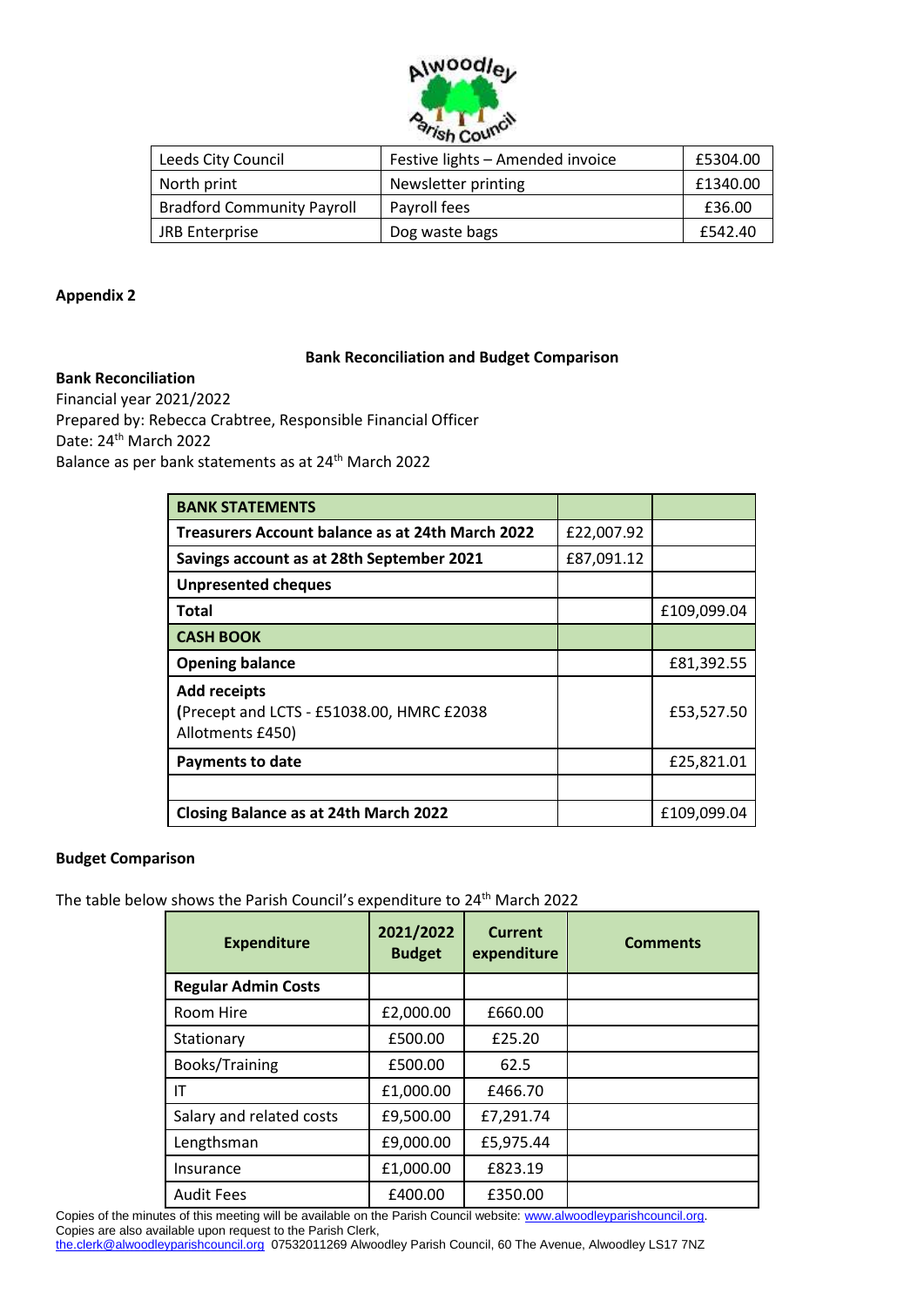| Leeds City Council | Festive lights – Amended invoice | £5304.00 |
|---|---|---|
| North print | Newsletter printing | £1340.00 |
| Bradford Community Payroll | Payroll fees | £36.00 |
| JRB Enterprise | Dog waste bags | £542.40 |

**Appendix 2**

**Bank Reconciliation and Budget Comparison**

**Bank Reconciliation**
Financial year 2021/2022
Prepared by: Rebecca Crabtree, Responsible Financial Officer
Date: 24th March 2022
Balance as per bank statements as at 24th March 2022

| **BANK STATEMENTS** | | |
|---|---|---|
| **Treasurers Account balance as at 24th March 2022** | £22,007.92 | |
| **Savings account as at 28th September 2021** | £87,091.12 | |
| **Unpresented cheques** | | |
| **Total** | | £109,099.04 |
| **CASH BOOK** | | |
| **Opening balance** | | £81,392.55 |
| **Add receipts** (Precept and LCTS - £51038.00, HMRC £2038 Allotments £450) | | £53,527.50 |
| **Payments to date** | | £25,821.01 |
| | | |
| **Closing Balance as at 24th March 2022** | | £109,099.04 |

**Budget Comparison**

The table below shows the Parish Council's expenditure to 24th March 2022

| Expenditure | 2021/2022 Budget | Current expenditure | Comments |
|---|---|---|---|
| **Regular Admin Costs** | | | |
| Room Hire | £2,000.00 | £660.00 | |
| Stationary | £500.00 | £25.20 | |
| Books/Training | £500.00 | 62.5 | |
| IT | £1,000.00 | £466.70 | |
| Salary and related costs | £9,500.00 | £7,291.74 | |
| Lengthsman | £9,000.00 | £5,975.44 | |
| Insurance | £1,000.00 | £823.19 | |
| Audit Fees | £400.00 | £350.00 | |

Copies of the minutes of this meeting will be available on the Parish Council website: www.alwoodleyparishcouncil.org. Copies are also available upon request to the Parish Clerk, the.clerk@alwoodleyparishcouncil.org 07532011269 Alwoodley Parish Council, 60 The Avenue, Alwoodley LS17 7NZ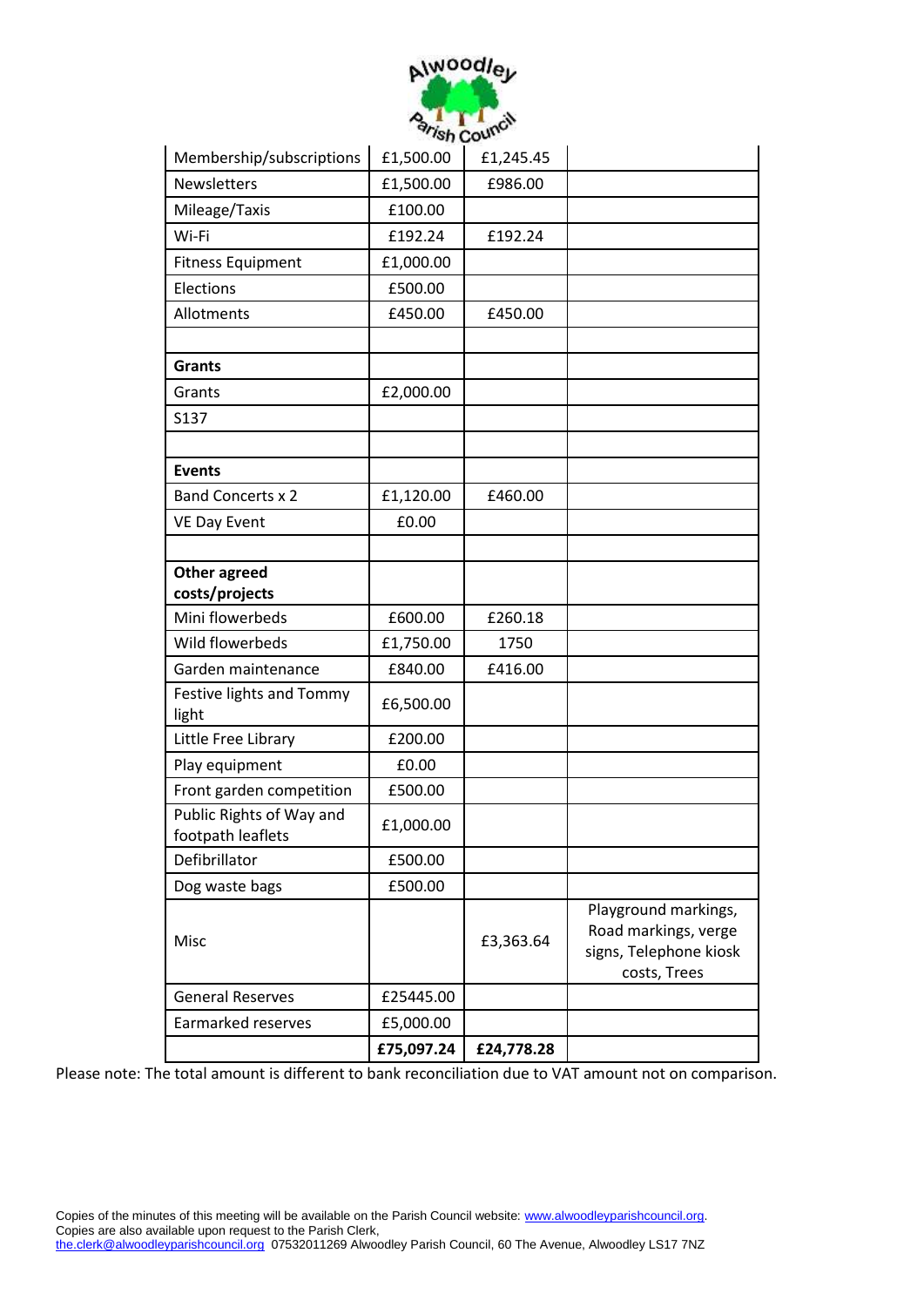| | | | |
|---|---|---|---|
| Membership/subscriptions | £1,500.00 | £1,245.45 | |
| Newsletters | £1,500.00 | £986.00 | |
| Mileage/Taxis | £100.00 | | |
| Wi-Fi | £192.24 | £192.24 | |
| Fitness Equipment | £1,000.00 | | |
| Elections | £500.00 | | |
| Allotments | £450.00 | £450.00 | |
| | | | |
| **Grants** | | | |
| Grants | £2,000.00 | | |
| S137 | | | |
| | | | |
| **Events** | | | |
| Band Concerts x 2 | £1,120.00 | £460.00 | |
| VE Day Event | £0.00 | | |
| | | | |
| **Other agreed costs/projects** | | | |
| Mini flowerbeds | £600.00 | £260.18 | |
| Wild flowerbeds | £1,750.00 | 1750 | |
| Garden maintenance | £840.00 | £416.00 | |
| Festive lights and Tommy light | £6,500.00 | | |
| Little Free Library | £200.00 | | |
| Play equipment | £0.00 | | |
| Front garden competition | £500.00 | | |
| Public Rights of Way and footpath leaflets | £1,000.00 | | |
| Defibrillator | £500.00 | | |
| Dog waste bags | £500.00 | | |
| Misc | | £3,363.64 | Playground markings, Road markings, verge signs, Telephone kiosk costs, Trees |
| General Reserves | £25445.00 | | |
| Earmarked reserves | £5,000.00 | | |
| | **£75,097.24** | **£24,778.28** | |

Please note: The total amount is different to bank reconciliation due to VAT amount not on comparison.

Copies of the minutes of this meeting will be available on the Parish Council website: www.alwoodleyparishcouncil.org.
Copies are also available upon request to the Parish Clerk,
the.clerk@alwoodleyparishcouncil.org 07532011269 Alwoodley Parish Council, 60 The Avenue, Alwoodley LS17 7NZ